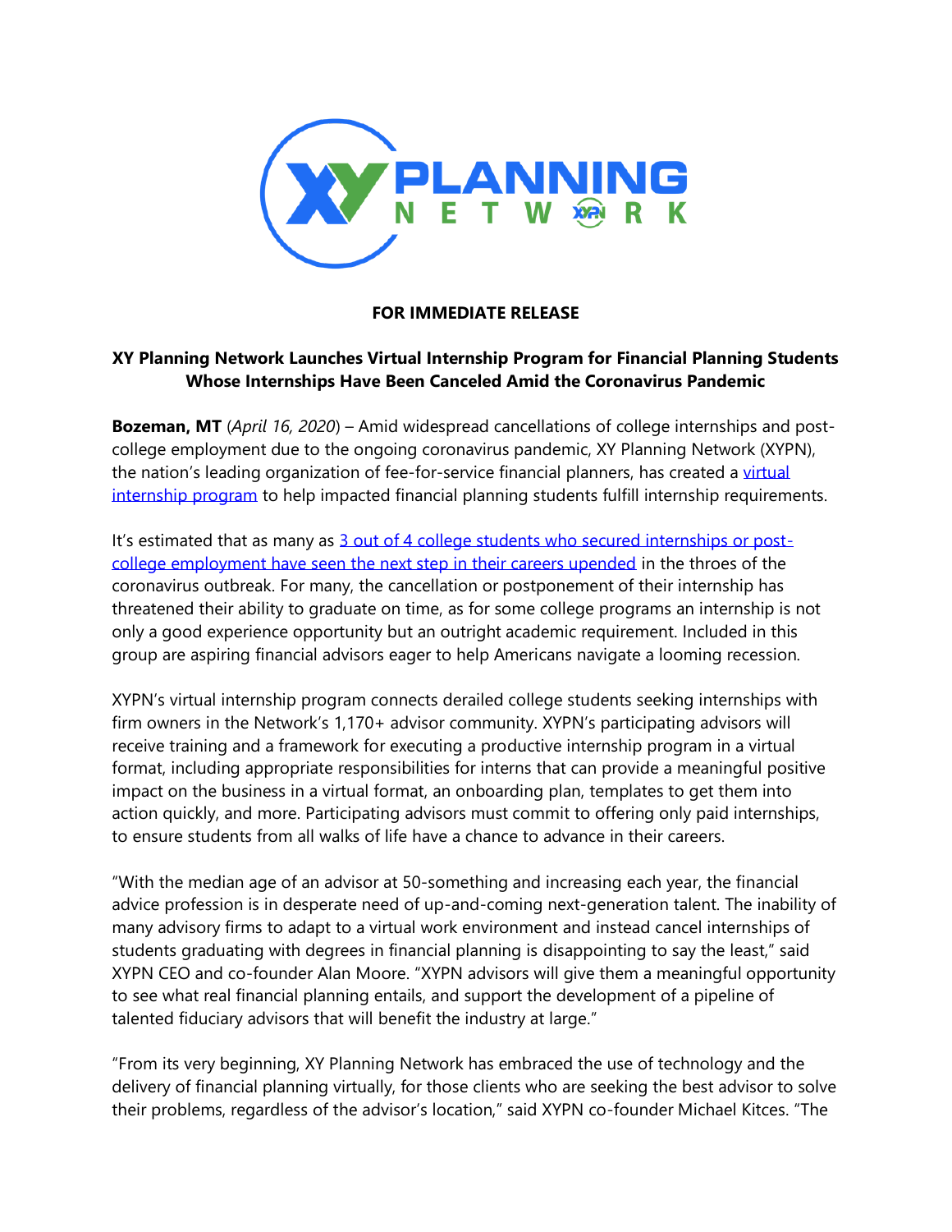**FOR IMMEDIATE RELEASE**

# XY Planning Network Launches Virtual Internship Program for Financial Planning Students Whose Internships Have Been Canceled Amid the Coronavirus Pandemic

**Bozeman, MT** (*April 16, 2020*) – Amid widespread cancellations of college internships and post-college employment due to the ongoing coronavirus pandemic, XY Planning Network (XYPN), the nation's leading organization of fee-for-service financial planners, has created a virtual internship program to help impacted financial planning students fulfill internship requirements.

It's estimated that as many as 3 out of 4 college students who secured internships or post-college employment have seen the next step in their careers upended in the throes of the coronavirus outbreak. For many, the cancellation or postponement of their internship has threatened their ability to graduate on time, as for some college programs an internship is not only a good experience opportunity but an outright academic requirement. Included in this group are aspiring financial advisors eager to help Americans navigate a looming recession.

XYPN's virtual internship program connects derailed college students seeking internships with firm owners in the Network's 1,170+ advisor community. XYPN's participating advisors will receive training and a framework for executing a productive internship program in a virtual format, including appropriate responsibilities for interns that can provide a meaningful positive impact on the business in a virtual format, an onboarding plan, templates to get them into action quickly, and more. Participating advisors must commit to offering only paid internships, to ensure students from all walks of life have a chance to advance in their careers.

"With the median age of an advisor at 50-something and increasing each year, the financial advice profession is in desperate need of up-and-coming next-generation talent. The inability of many advisory firms to adapt to a virtual work environment and instead cancel internships of students graduating with degrees in financial planning is disappointing to say the least," said XYPN CEO and co-founder Alan Moore. "XYPN advisors will give them a meaningful opportunity to see what real financial planning entails, and support the development of a pipeline of talented fiduciary advisors that will benefit the industry at large."

"From its very beginning, XY Planning Network has embraced the use of technology and the delivery of financial planning virtually, for those clients who are seeking the best advisor to solve their problems, regardless of the advisor's location," said XYPN co-founder Michael Kitces. "The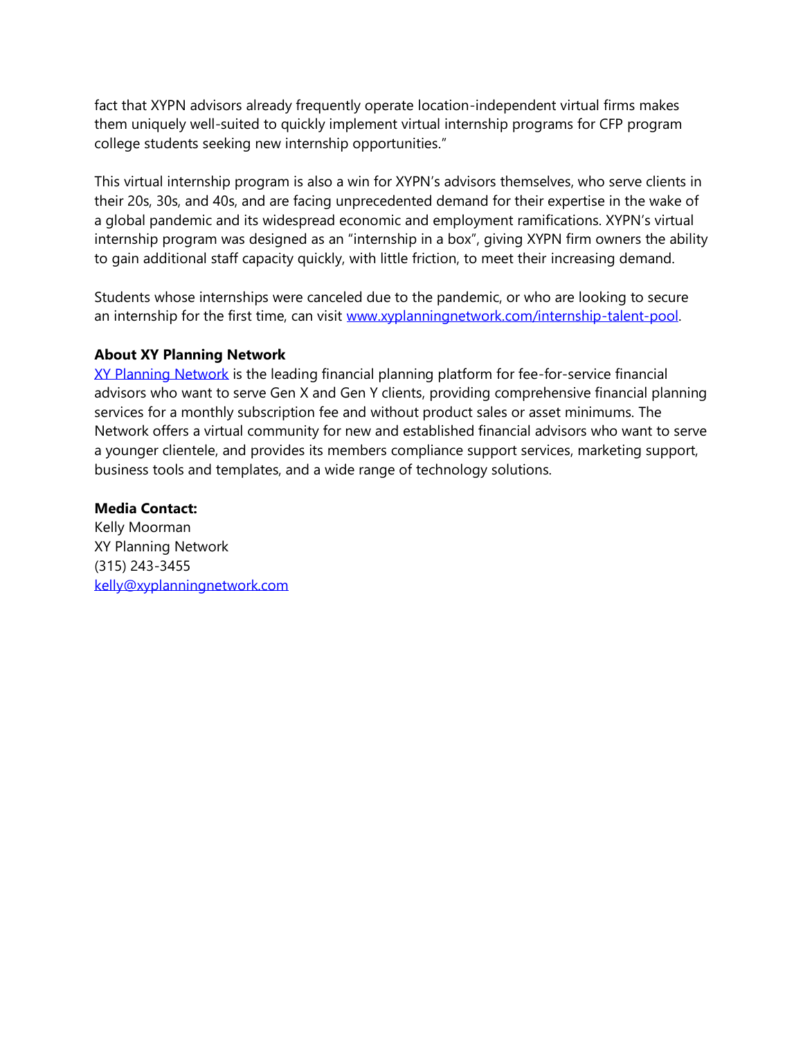fact that XYPN advisors already frequently operate location-independent virtual firms makes them uniquely well-suited to quickly implement virtual internship programs for CFP program college students seeking new internship opportunities."

This virtual internship program is also a win for XYPN's advisors themselves, who serve clients in their 20s, 30s, and 40s, and are facing unprecedented demand for their expertise in the wake of a global pandemic and its widespread economic and employment ramifications. XYPN's virtual internship program was designed as an "internship in a box", giving XYPN firm owners the ability to gain additional staff capacity quickly, with little friction, to meet their increasing demand.

Students whose internships were canceled due to the pandemic, or who are looking to secure an internship for the first time, can visit [www.xyplanningnetwork.com/internship-talent-pool](www.xyplanningnetwork.com/internship-talent-pool).

**About XY Planning Network**
[XY Planning Network](XY Planning Network) is the leading financial planning platform for fee-for-service financial advisors who want to serve Gen X and Gen Y clients, providing comprehensive financial planning services for a monthly subscription fee and without product sales or asset minimums. The Network offers a virtual community for new and established financial advisors who want to serve a younger clientele, and provides its members compliance support services, marketing support, business tools and templates, and a wide range of technology solutions.

**Media Contact:**
Kelly Moorman
XY Planning Network
(315) 243-3455
[kelly@xyplanningnetwork.com](mailto:kelly@xyplanningnetwork.com)